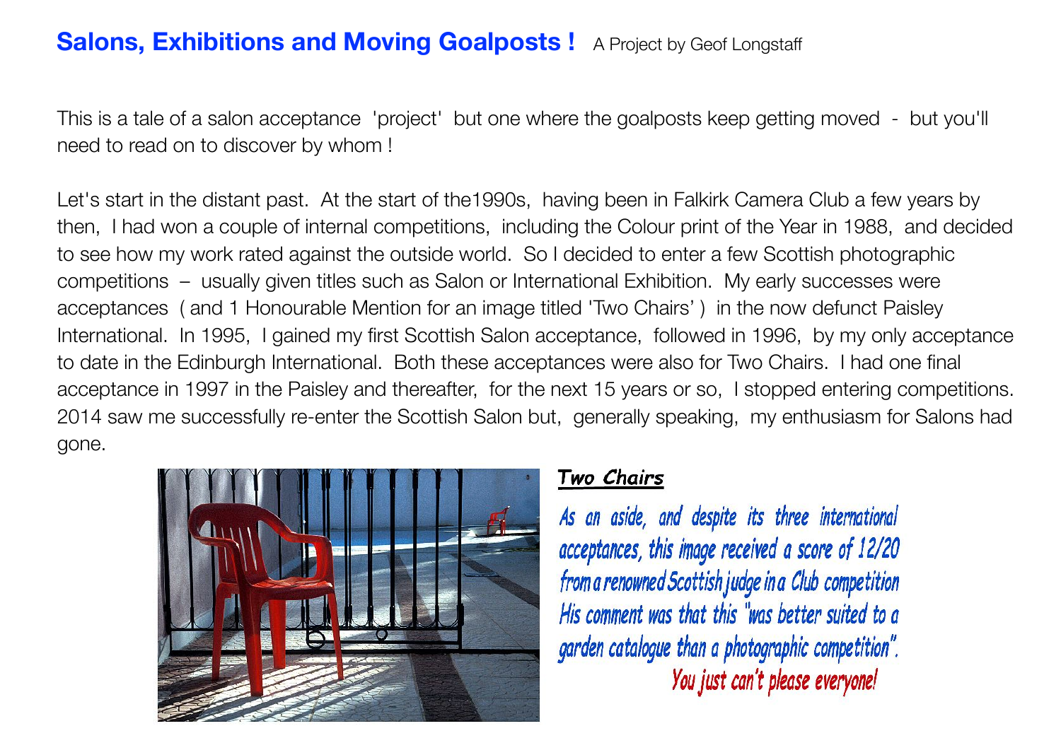# Salons, Exhibitions and Moving Goalposts ! 

A Project by Geof Longstaff

This is a tale of a salon acceptance 'project' but one where the goalposts keep getting moved - but you'll need to read on to discover by whom !

Let's start in the distant past. At the start of the1990s, having been in Falkirk Camera Club a few years by then, I had won a couple of internal competitions, including the Colour print of the Year in 1988, and decided to see how my work rated against the outside world. So I decided to enter a few Scottish photographic competitions – usually given titles such as Salon or International Exhibition. My early successes were acceptances ( and 1 Honourable Mention for an image titled 'Two Chairs' ) in the now defunct Paisley International. In 1995, I gained my first Scottish Salon acceptance, followed in 1996, by my only acceptance to date in the Edinburgh International. Both these acceptances were also for Two Chairs. I had one final acceptance in 1997 in the Paisley and thereafter, for the next 15 years or so, I stopped entering competitions. 2014 saw me successfully re-enter the Scottish Salon but, generally speaking, my enthusiasm for Salons had gone.

**Two Chairs**

*As an aside, and despite its three international acceptances, this image received a score of 12/20 from a renowned Scottish judge in a Club competition His comment was that this "was better suited to a garden catalogue than a photographic competition".*

*You just can't please everyone!*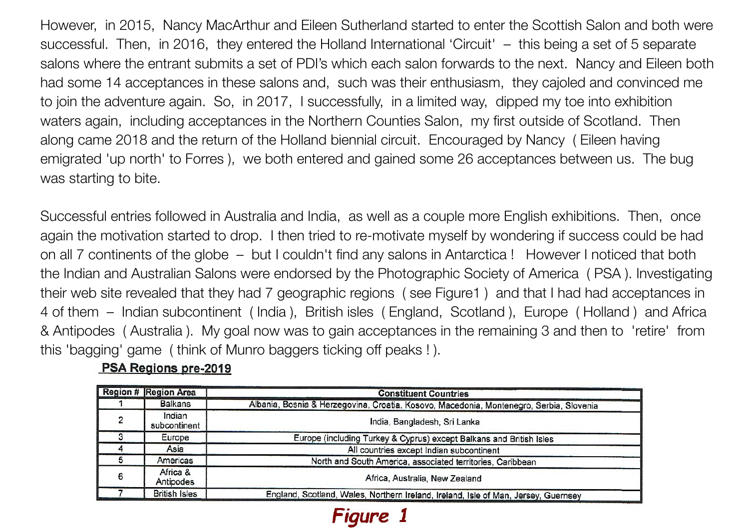However, in 2015, Nancy MacArthur and Eileen Sutherland started to enter the Scottish Salon and both were successful. Then, in 2016, they entered the Holland International 'Circuit' – this being a set of 5 separate salons where the entrant submits a set of PDI's which each salon forwards to the next. Nancy and Eileen both had some 14 acceptances in these salons and, such was their enthusiasm, they cajoled and convinced me to join the adventure again. So, in 2017, I successfully, in a limited way, dipped my toe into exhibition waters again, including acceptances in the Northern Counties Salon, my first outside of Scotland. Then along came 2018 and the return of the Holland biennial circuit. Encouraged by Nancy ( Eileen having emigrated 'up north' to Forres ), we both entered and gained some 26 acceptances between us. The bug was starting to bite.

Successful entries followed in Australia and India, as well as a couple more English exhibitions. Then, once again the motivation started to drop. I then tried to re-motivate myself by wondering if success could be had on all 7 continents of the globe – but I couldn't find any salons in Antarctica ! However I noticed that both the Indian and Australian Salons were endorsed by the Photographic Society of America ( PSA ). Investigating their web site revealed that they had 7 geographic regions ( see Figure1 ) and that I had had acceptances in 4 of them – Indian subcontinent ( India ), British isles ( England, Scotland ), Europe ( Holland ) and Africa & Antipodes ( Australia ). My goal now was to gain acceptances in the remaining 3 and then to 'retire' from this 'bagging' game ( think of Munro baggers ticking off peaks ! ).

**PSA Regions pre-2019**

| Region # | Region Area | Constituent Countries |
|---|---|---|
| 1 | Balkans | Albania, Bosnia & Herzegovina, Croatia, Kosovo, Macedonia, Montenegro, Serbia, Slovenia |
| 2 | Indian subcontinent | India, Bangladesh, Sri Lanka |
| 3 | Europe | Europe (including Turkey & Cyprus) except Balkans and British Isles |
| 4 | Asia | All countries except Indian subcontinent |
| 5 | Americas | North and South America, associated territories, Caribbean |
| 6 | Africa & Antipodes | Africa, Australia, New Zealand |
| 7 | British Isles | England, Scotland, Wales, Northern Ireland, Ireland, Isle of Man, Jersey, Guernsey |

*Figure 1*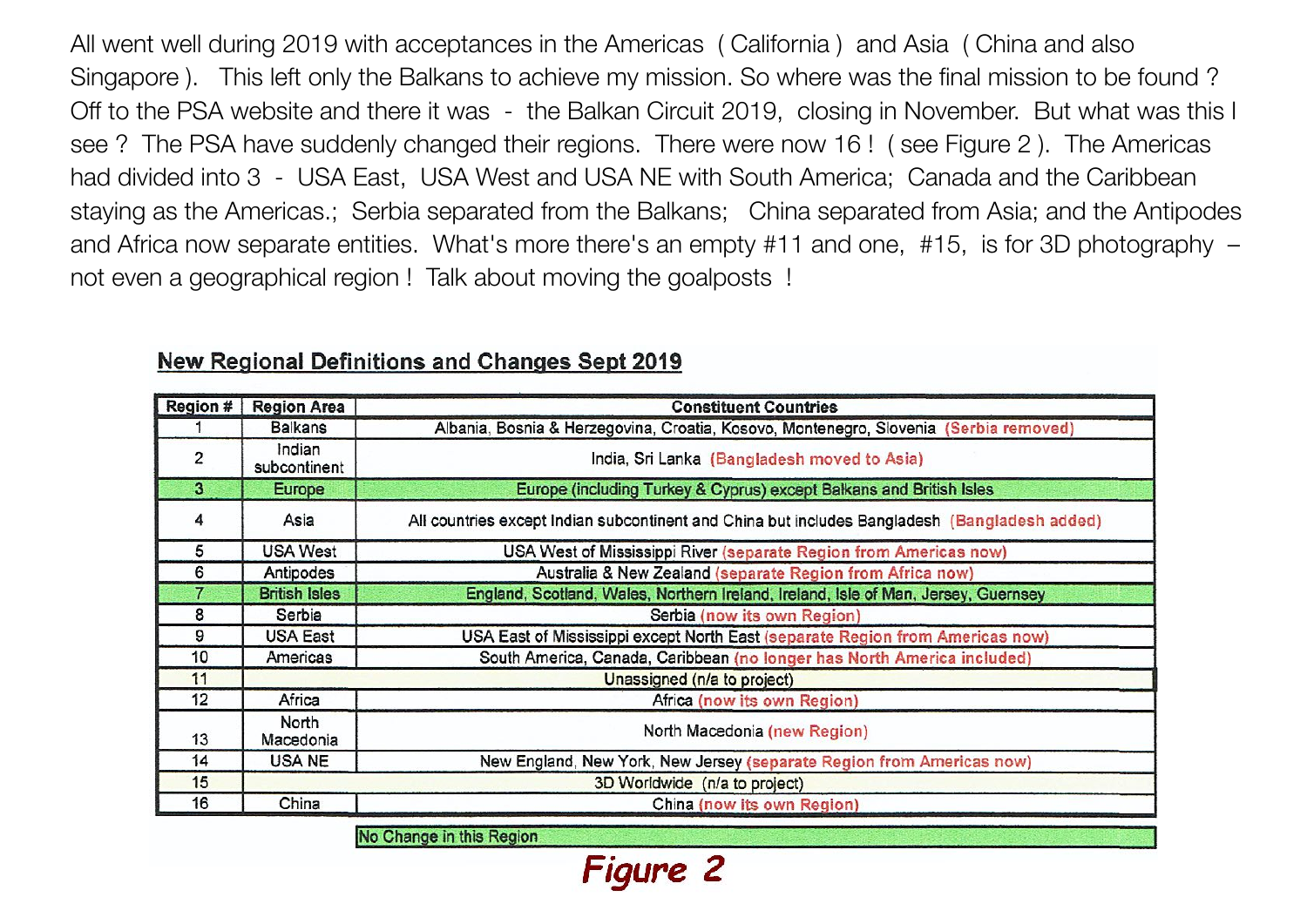All went well during 2019 with acceptances in the Americas ( California ) and Asia ( China and also Singapore ). This left only the Balkans to achieve my mission. So where was the final mission to be found ? Off to the PSA website and there it was - the Balkan Circuit 2019, closing in November. But what was this I see ? The PSA have suddenly changed their regions. There were now 16 ! ( see Figure 2 ). The Americas had divided into 3 - USA East, USA West and USA NE with South America; Canada and the Caribbean staying as the Americas.; Serbia separated from the Balkans; China separated from Asia; and the Antipodes and Africa now separate entities. What's more there's an empty #11 and one, #15, is for 3D photography – not even a geographical region ! Talk about moving the goalposts !

**New Regional Definitions and Changes Sept 2019**

| Region # | Region Area | Constituent Countries |
|---|---|---|
| 1 | Balkans | Albania, Bosnia & Herzegovina, Croatia, Kosovo, Montenegro, Slovenia (Serbia removed) |
| 2 | Indian subcontinent | India, Sri Lanka (Bangladesh moved to Asia) |
| 3 | Europe | Europe (including Turkey & Cyprus) except Balkans and British Isles |
| 4 | Asia | All countries except Indian subcontinent and China but includes Bangladesh (Bangladesh added) |
| 5 | USA West | USA West of Mississippi River (separate Region from Americas now) |
| 6 | Antipodes | Australia & New Zealand (separate Region from Africa now) |
| 7 | British Isles | England, Scotland, Wales, Northern Ireland, Ireland, Isle of Man, Jersey, Guernsey |
| 8 | Serbia | Serbia (now its own Region) |
| 9 | USA East | USA East of Mississippi except North East (separate Region from Americas now) |
| 10 | Americas | South America, Canada, Caribbean (no longer has North America included) |
| 11 | | Unassigned (n/a to project) |
| 12 | Africa | Africa (now its own Region) |
| 13 | North Macedonia | North Macedonia (new Region) |
| 14 | USA NE | New England, New York, New Jersey (separate Region from Americas now) |
| 15 | | 3D Worldwide (n/a to project) |
| 16 | China | China (now its own Region) |

No Change in this Region

*Figure 2*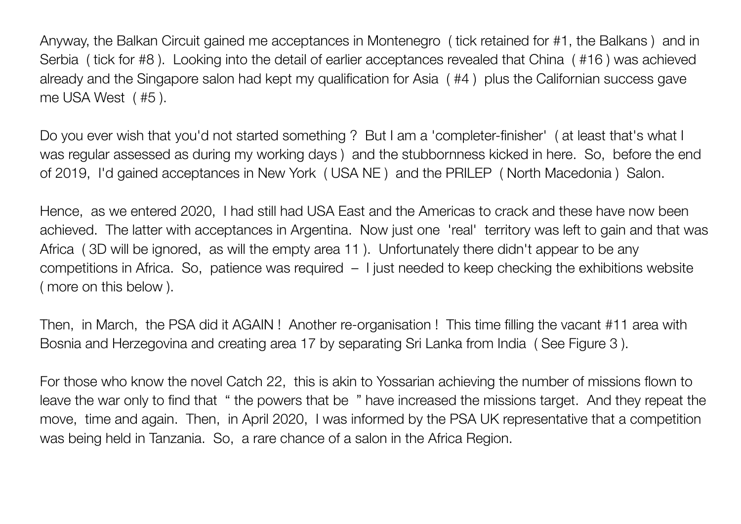Anyway, the Balkan Circuit gained me acceptances in Montenegro ( tick retained for #1, the Balkans ) and in Serbia ( tick for #8 ). Looking into the detail of earlier acceptances revealed that China ( #16 ) was achieved already and the Singapore salon had kept my qualification for Asia ( #4 ) plus the Californian success gave me USA West ( #5 ).

Do you ever wish that you'd not started something ? But I am a 'completer-finisher' ( at least that's what I was regular assessed as during my working days ) and the stubbornness kicked in here. So, before the end of 2019, I'd gained acceptances in New York ( USA NE ) and the PRILEP ( North Macedonia ) Salon.

Hence, as we entered 2020, I had still had USA East and the Americas to crack and these have now been achieved. The latter with acceptances in Argentina. Now just one 'real' territory was left to gain and that was Africa ( 3D will be ignored, as will the empty area 11 ). Unfortunately there didn't appear to be any competitions in Africa. So, patience was required – I just needed to keep checking the exhibitions website ( more on this below ).

Then, in March, the PSA did it AGAIN ! Another re-organisation ! This time filling the vacant #11 area with Bosnia and Herzegovina and creating area 17 by separating Sri Lanka from India ( See Figure 3 ).

For those who know the novel Catch 22, this is akin to Yossarian achieving the number of missions flown to leave the war only to find that " the powers that be " have increased the missions target. And they repeat the move, time and again. Then, in April 2020, I was informed by the PSA UK representative that a competition was being held in Tanzania. So, a rare chance of a salon in the Africa Region.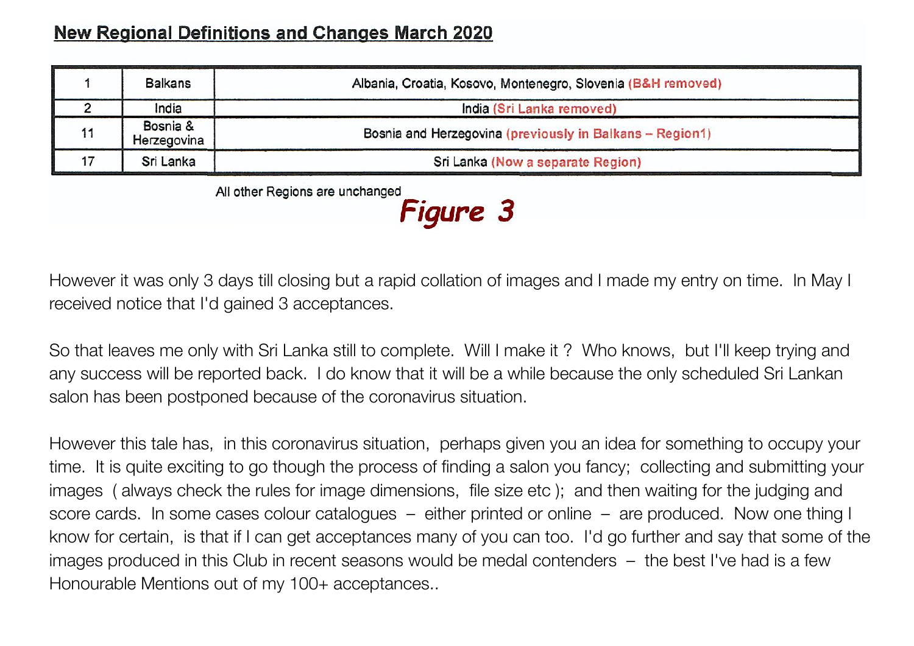**New Regional Definitions and Changes March 2020**

| | | |
|---|---|---|
| 1 | Balkans | Albania, Croatia, Kosovo, Montenegro, Slovenia (B&H removed) |
| 2 | India | India (Sri Lanka removed) |
| 11 | Bosnia & Herzegovina | Bosnia and Herzegovina (previously in Balkans – Region1) |
| 17 | Sri Lanka | Sri Lanka (Now a separate Region) |

All other Regions are unchanged

*Figure 3*

However it was only 3 days till closing but a rapid collation of images and I made my entry on time. In May I received notice that I'd gained 3 acceptances.

So that leaves me only with Sri Lanka still to complete. Will I make it ? Who knows, but I'll keep trying and any success will be reported back. I do know that it will be a while because the only scheduled Sri Lankan salon has been postponed because of the coronavirus situation.

However this tale has, in this coronavirus situation, perhaps given you an idea for something to occupy your time. It is quite exciting to go though the process of finding a salon you fancy; collecting and submitting your images ( always check the rules for image dimensions, file size etc ); and then waiting for the judging and score cards. In some cases colour catalogues – either printed or online – are produced. Now one thing I know for certain, is that if I can get acceptances many of you can too. I'd go further and say that some of the images produced in this Club in recent seasons would be medal contenders – the best I've had is a few Honourable Mentions out of my 100+ acceptances..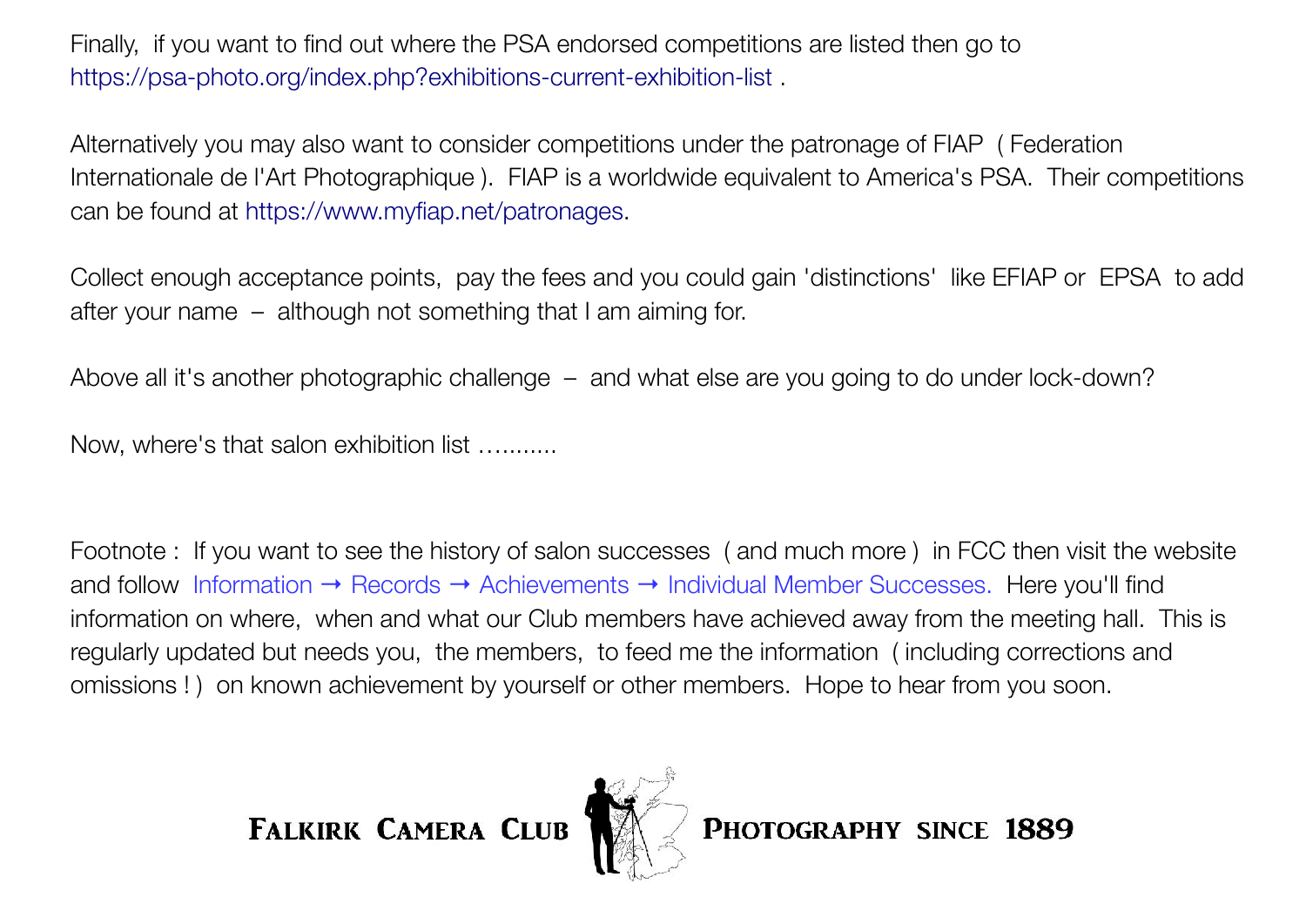Finally, if you want to find out where the PSA endorsed competitions are listed then go to https://psa-photo.org/index.php?exhibitions-current-exhibition-list .

Alternatively you may also want to consider competitions under the patronage of FIAP ( Federation Internationale de l'Art Photographique ). FIAP is a worldwide equivalent to America's PSA. Their competitions can be found at https://www.myfiap.net/patronages.

Collect enough acceptance points, pay the fees and you could gain 'distinctions' like EFIAP or EPSA to add after your name – although not something that I am aiming for.

Above all it's another photographic challenge – and what else are you going to do under lock-down?

Now, where's that salon exhibition list ...........

Footnote : If you want to see the history of salon successes ( and much more ) in FCC then visit the website and follow Information → Records → Achievements → Individual Member Successes. Here you'll find information on where, when and what our Club members have achieved away from the meeting hall. This is regularly updated but needs you, the members, to feed me the information ( including corrections and omissions ! ) on known achievement by yourself or other members. Hope to hear from you soon.

FALKIRK CAMERA CLUB PHOTOGRAPHY SINCE 1889